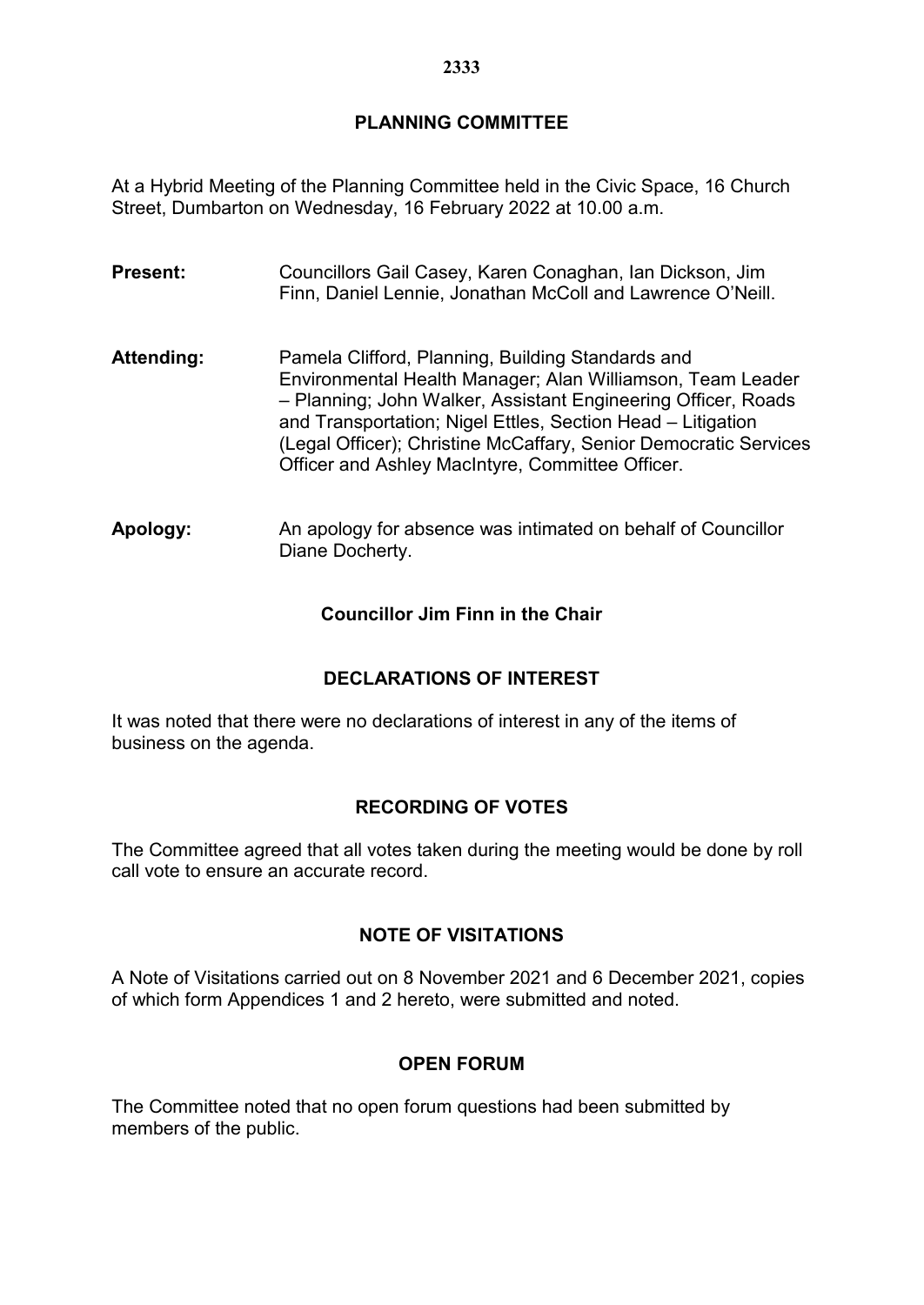# PLANNING COMMITTEE

At a Hybrid Meeting of the Planning Committee held in the Civic Space, 16 Church Street, Dumbarton on Wednesday, 16 February 2022 at 10.00 a.m.

**Present:** Councillors Gail Casey, Karen Conaghan, Ian Dickson, Jim Finn, Daniel Lennie, Jonathan McColl and Lawrence O'Neill.

**Attending:** Pamela Clifford, Planning, Building Standards and Environmental Health Manager; Alan Williamson, Team Leader – Planning; John Walker, Assistant Engineering Officer, Roads and Transportation; Nigel Ettles, Section Head – Litigation (Legal Officer); Christine McCaffary, Senior Democratic Services Officer and Ashley MacIntyre, Committee Officer.

**Apology:** An apology for absence was intimated on behalf of Councillor Diane Docherty.

**Councillor Jim Finn in the Chair**

## DECLARATIONS OF INTEREST

It was noted that there were no declarations of interest in any of the items of business on the agenda.

## RECORDING OF VOTES

The Committee agreed that all votes taken during the meeting would be done by roll call vote to ensure an accurate record.

## NOTE OF VISITATIONS

A Note of Visitations carried out on 8 November 2021 and 6 December 2021, copies of which form Appendices 1 and 2 hereto, were submitted and noted.

## OPEN FORUM

The Committee noted that no open forum questions had been submitted by members of the public.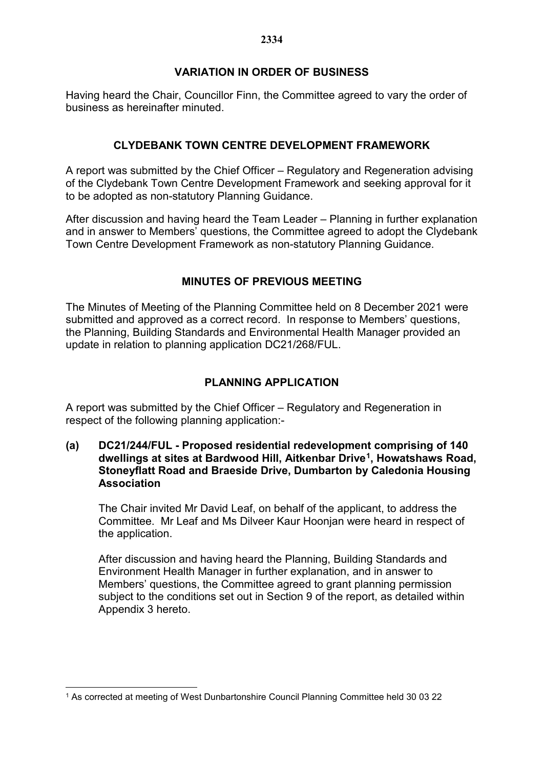## VARIATION IN ORDER OF BUSINESS

Having heard the Chair, Councillor Finn, the Committee agreed to vary the order of business as hereinafter minuted.

## CLYDEBANK TOWN CENTRE DEVELOPMENT FRAMEWORK

A report was submitted by the Chief Officer – Regulatory and Regeneration advising of the Clydebank Town Centre Development Framework and seeking approval for it to be adopted as non-statutory Planning Guidance.

After discussion and having heard the Team Leader – Planning in further explanation and in answer to Members' questions, the Committee agreed to adopt the Clydebank Town Centre Development Framework as non-statutory Planning Guidance.

## MINUTES OF PREVIOUS MEETING

The Minutes of Meeting of the Planning Committee held on 8 December 2021 were submitted and approved as a correct record. In response to Members' questions, the Planning, Building Standards and Environmental Health Manager provided an update in relation to planning application DC21/268/FUL.

## PLANNING APPLICATION

A report was submitted by the Chief Officer – Regulatory and Regeneration in respect of the following planning application:-

**(a) DC21/244/FUL - Proposed residential redevelopment comprising of 140 dwellings at sites at Bardwood Hill, Aitkenbar Drive[1], Howatshaws Road, Stoneyflatt Road and Braeside Drive, Dumbarton by Caledonia Housing Association**

The Chair invited Mr David Leaf, on behalf of the applicant, to address the Committee. Mr Leaf and Ms Dilveer Kaur Hoonjan were heard in respect of the application.

After discussion and having heard the Planning, Building Standards and Environment Health Manager in further explanation, and in answer to Members' questions, the Committee agreed to grant planning permission subject to the conditions set out in Section 9 of the report, as detailed within Appendix 3 hereto.

---

[1] As corrected at meeting of West Dunbartonshire Council Planning Committee held 30 03 22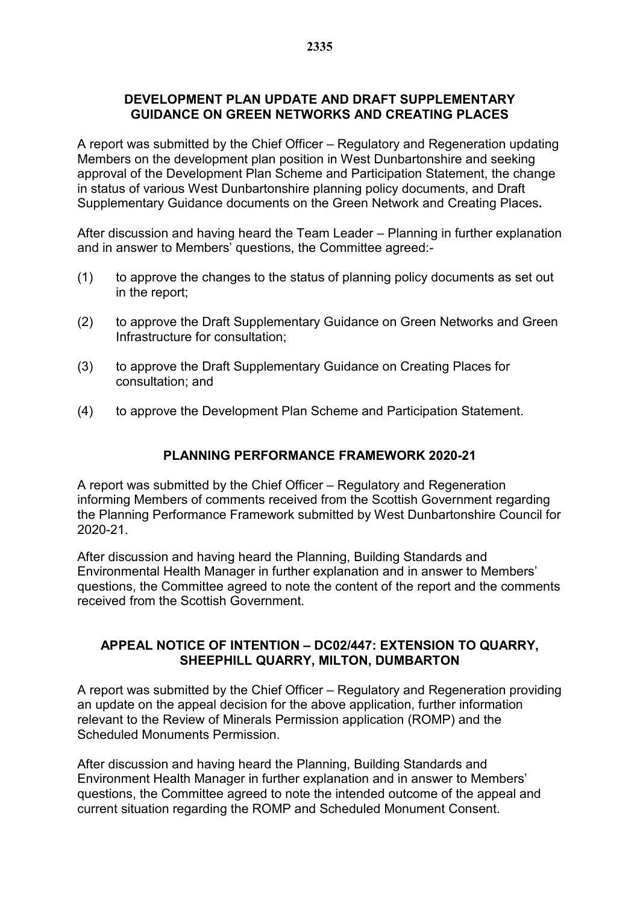## DEVELOPMENT PLAN UPDATE AND DRAFT SUPPLEMENTARY GUIDANCE ON GREEN NETWORKS AND CREATING PLACES

A report was submitted by the Chief Officer – Regulatory and Regeneration updating Members on the development plan position in West Dunbartonshire and seeking approval of the Development Plan Scheme and Participation Statement, the change in status of various West Dunbartonshire planning policy documents, and Draft Supplementary Guidance documents on the Green Network and Creating Places**.**

After discussion and having heard the Team Leader – Planning in further explanation and in answer to Members' questions, the Committee agreed:-

(1) to approve the changes to the status of planning policy documents as set out in the report;

(2) to approve the Draft Supplementary Guidance on Green Networks and Green Infrastructure for consultation;

(3) to approve the Draft Supplementary Guidance on Creating Places for consultation; and

(4) to approve the Development Plan Scheme and Participation Statement.

## PLANNING PERFORMANCE FRAMEWORK 2020-21

A report was submitted by the Chief Officer – Regulatory and Regeneration informing Members of comments received from the Scottish Government regarding the Planning Performance Framework submitted by West Dunbartonshire Council for 2020-21.

After discussion and having heard the Planning, Building Standards and Environmental Health Manager in further explanation and in answer to Members' questions, the Committee agreed to note the content of the report and the comments received from the Scottish Government.

## APPEAL NOTICE OF INTENTION – DC02/447: EXTENSION TO QUARRY, SHEEPHILL QUARRY, MILTON, DUMBARTON

A report was submitted by the Chief Officer – Regulatory and Regeneration providing an update on the appeal decision for the above application, further information relevant to the Review of Minerals Permission application (ROMP) and the Scheduled Monuments Permission.

After discussion and having heard the Planning, Building Standards and Environment Health Manager in further explanation and in answer to Members' questions, the Committee agreed to note the intended outcome of the appeal and current situation regarding the ROMP and Scheduled Monument Consent.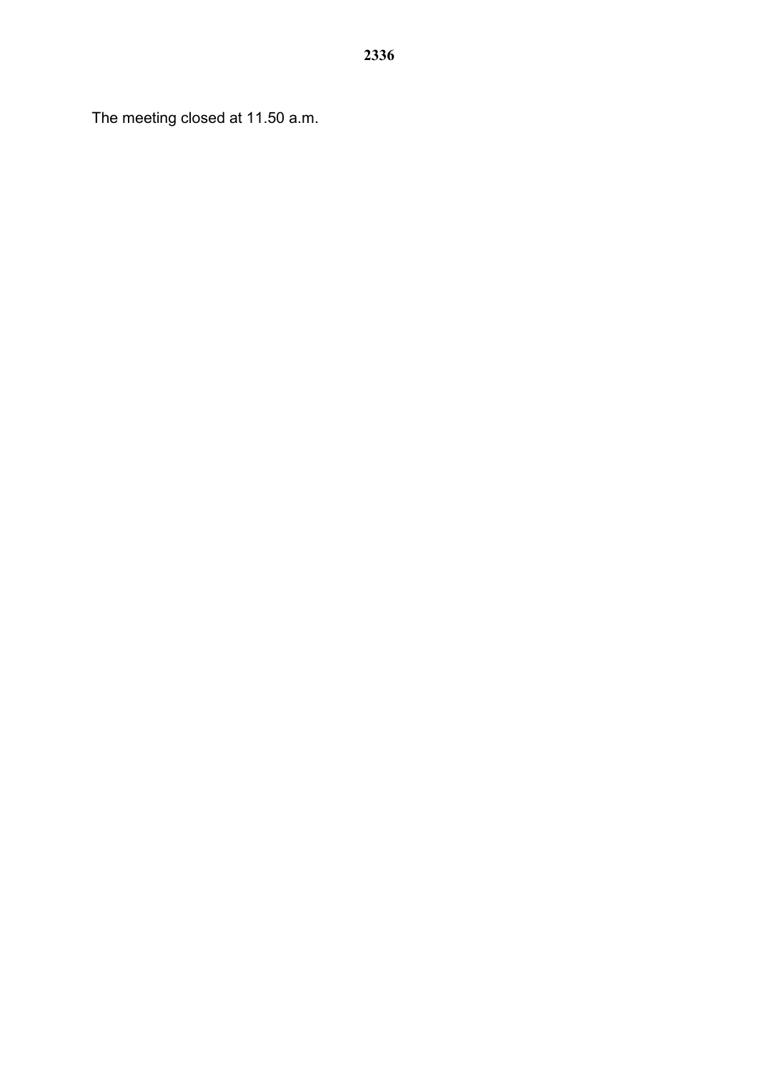The meeting closed at 11.50 a.m.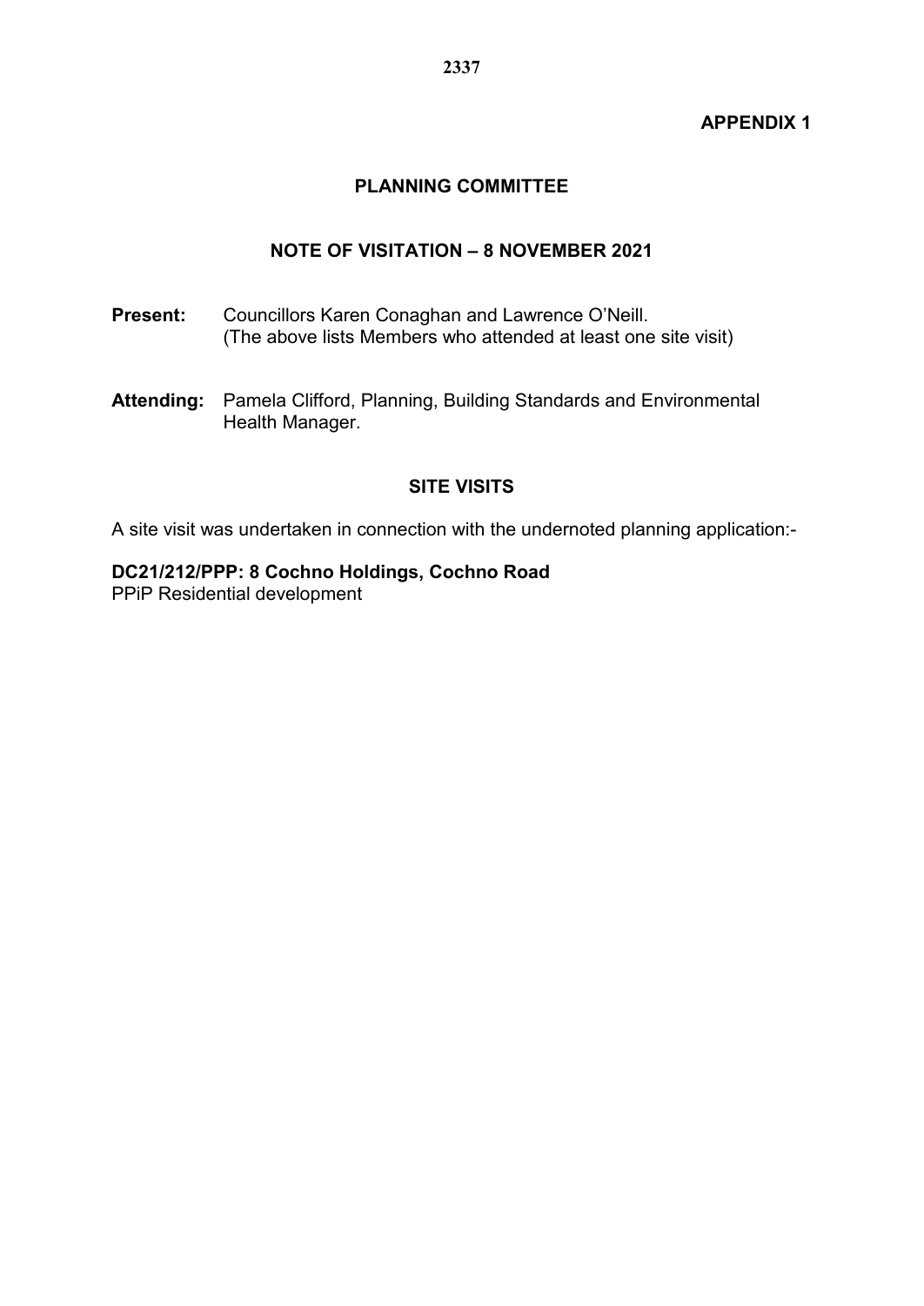**APPENDIX 1**

## PLANNING COMMITTEE

### NOTE OF VISITATION – 8 NOVEMBER 2021

**Present:** Councillors Karen Conaghan and Lawrence O'Neill. (The above lists Members who attended at least one site visit)

**Attending:** Pamela Clifford, Planning, Building Standards and Environmental Health Manager.

### SITE VISITS

A site visit was undertaken in connection with the undernoted planning application:-

**DC21/212/PPP: 8 Cochno Holdings, Cochno Road**
PPiP Residential development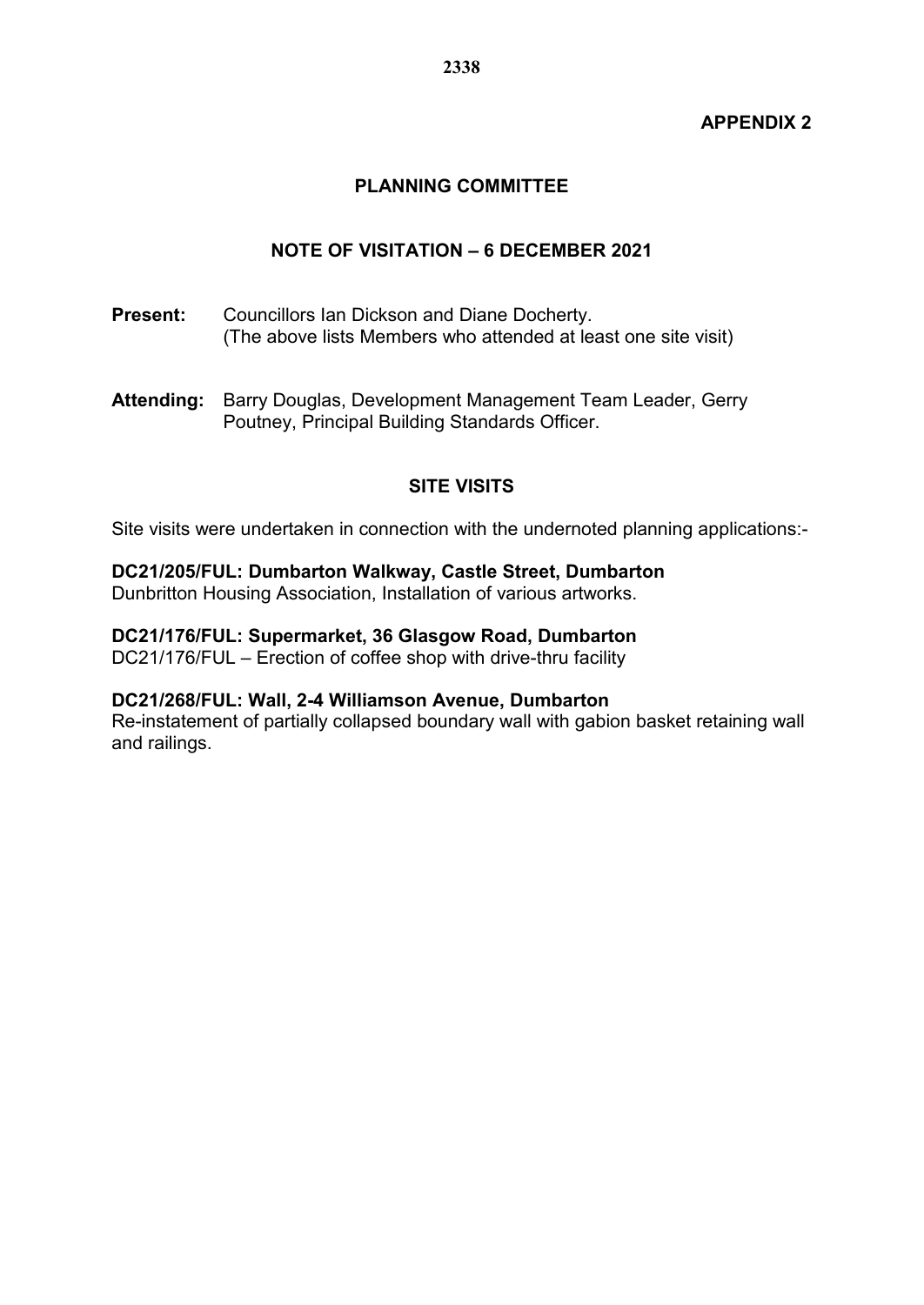**APPENDIX 2**

## PLANNING COMMITTEE

## NOTE OF VISITATION – 6 DECEMBER 2021

**Present:** Councillors Ian Dickson and Diane Docherty.
(The above lists Members who attended at least one site visit)

**Attending:** Barry Douglas, Development Management Team Leader, Gerry Poutney, Principal Building Standards Officer.

## SITE VISITS

Site visits were undertaken in connection with the undernoted planning applications:-

**DC21/205/FUL: Dumbarton Walkway, Castle Street, Dumbarton**
Dunbritton Housing Association, Installation of various artworks.

**DC21/176/FUL: Supermarket, 36 Glasgow Road, Dumbarton**
DC21/176/FUL – Erection of coffee shop with drive-thru facility

**DC21/268/FUL: Wall, 2-4 Williamson Avenue, Dumbarton**
Re-instatement of partially collapsed boundary wall with gabion basket retaining wall and railings.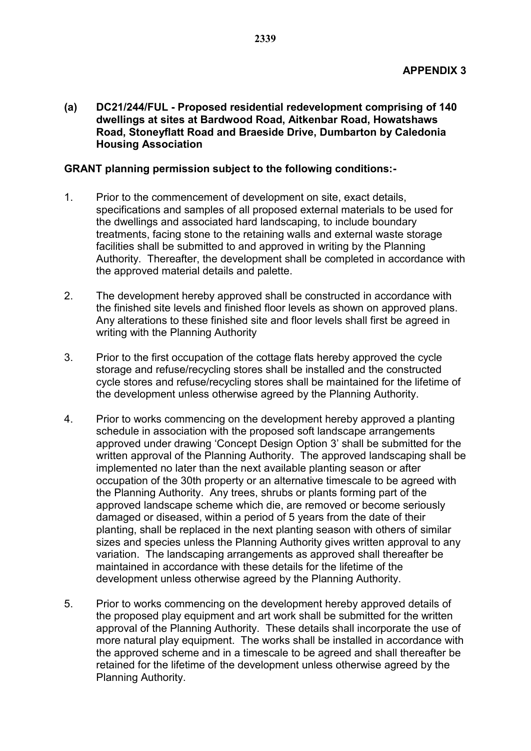## APPENDIX 3

**(a) DC21/244/FUL - Proposed residential redevelopment comprising of 140 dwellings at sites at Bardwood Road, Aitkenbar Road, Howatshaws Road, Stoneyflatt Road and Braeside Drive, Dumbarton by Caledonia Housing Association**

**GRANT planning permission subject to the following conditions:-**

1. Prior to the commencement of development on site, exact details, specifications and samples of all proposed external materials to be used for the dwellings and associated hard landscaping, to include boundary treatments, facing stone to the retaining walls and external waste storage facilities shall be submitted to and approved in writing by the Planning Authority. Thereafter, the development shall be completed in accordance with the approved material details and palette.

2. The development hereby approved shall be constructed in accordance with the finished site levels and finished floor levels as shown on approved plans. Any alterations to these finished site and floor levels shall first be agreed in writing with the Planning Authority

3. Prior to the first occupation of the cottage flats hereby approved the cycle storage and refuse/recycling stores shall be installed and the constructed cycle stores and refuse/recycling stores shall be maintained for the lifetime of the development unless otherwise agreed by the Planning Authority.

4. Prior to works commencing on the development hereby approved a planting schedule in association with the proposed soft landscape arrangements approved under drawing 'Concept Design Option 3' shall be submitted for the written approval of the Planning Authority. The approved landscaping shall be implemented no later than the next available planting season or after occupation of the 30th property or an alternative timescale to be agreed with the Planning Authority. Any trees, shrubs or plants forming part of the approved landscape scheme which die, are removed or become seriously damaged or diseased, within a period of 5 years from the date of their planting, shall be replaced in the next planting season with others of similar sizes and species unless the Planning Authority gives written approval to any variation. The landscaping arrangements as approved shall thereafter be maintained in accordance with these details for the lifetime of the development unless otherwise agreed by the Planning Authority.

5. Prior to works commencing on the development hereby approved details of the proposed play equipment and art work shall be submitted for the written approval of the Planning Authority. These details shall incorporate the use of more natural play equipment. The works shall be installed in accordance with the approved scheme and in a timescale to be agreed and shall thereafter be retained for the lifetime of the development unless otherwise agreed by the Planning Authority.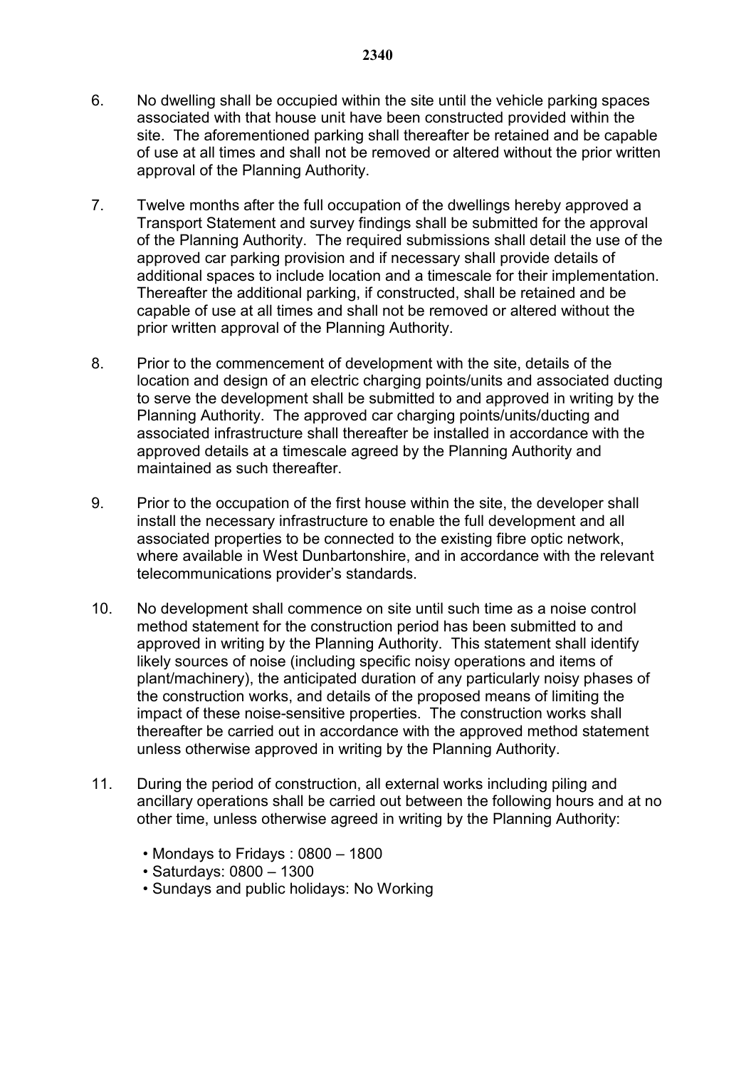6. No dwelling shall be occupied within the site until the vehicle parking spaces associated with that house unit have been constructed provided within the site. The aforementioned parking shall thereafter be retained and be capable of use at all times and shall not be removed or altered without the prior written approval of the Planning Authority.

7. Twelve months after the full occupation of the dwellings hereby approved a Transport Statement and survey findings shall be submitted for the approval of the Planning Authority. The required submissions shall detail the use of the approved car parking provision and if necessary shall provide details of additional spaces to include location and a timescale for their implementation. Thereafter the additional parking, if constructed, shall be retained and be capable of use at all times and shall not be removed or altered without the prior written approval of the Planning Authority.

8. Prior to the commencement of development with the site, details of the location and design of an electric charging points/units and associated ducting to serve the development shall be submitted to and approved in writing by the Planning Authority. The approved car charging points/units/ducting and associated infrastructure shall thereafter be installed in accordance with the approved details at a timescale agreed by the Planning Authority and maintained as such thereafter.

9. Prior to the occupation of the first house within the site, the developer shall install the necessary infrastructure to enable the full development and all associated properties to be connected to the existing fibre optic network, where available in West Dunbartonshire, and in accordance with the relevant telecommunications provider's standards.

10. No development shall commence on site until such time as a noise control method statement for the construction period has been submitted to and approved in writing by the Planning Authority. This statement shall identify likely sources of noise (including specific noisy operations and items of plant/machinery), the anticipated duration of any particularly noisy phases of the construction works, and details of the proposed means of limiting the impact of these noise-sensitive properties. The construction works shall thereafter be carried out in accordance with the approved method statement unless otherwise approved in writing by the Planning Authority.

11. During the period of construction, all external works including piling and ancillary operations shall be carried out between the following hours and at no other time, unless otherwise agreed in writing by the Planning Authority:

    - Mondays to Fridays : 0800 – 1800
    - Saturdays: 0800 – 1300
    - Sundays and public holidays: No Working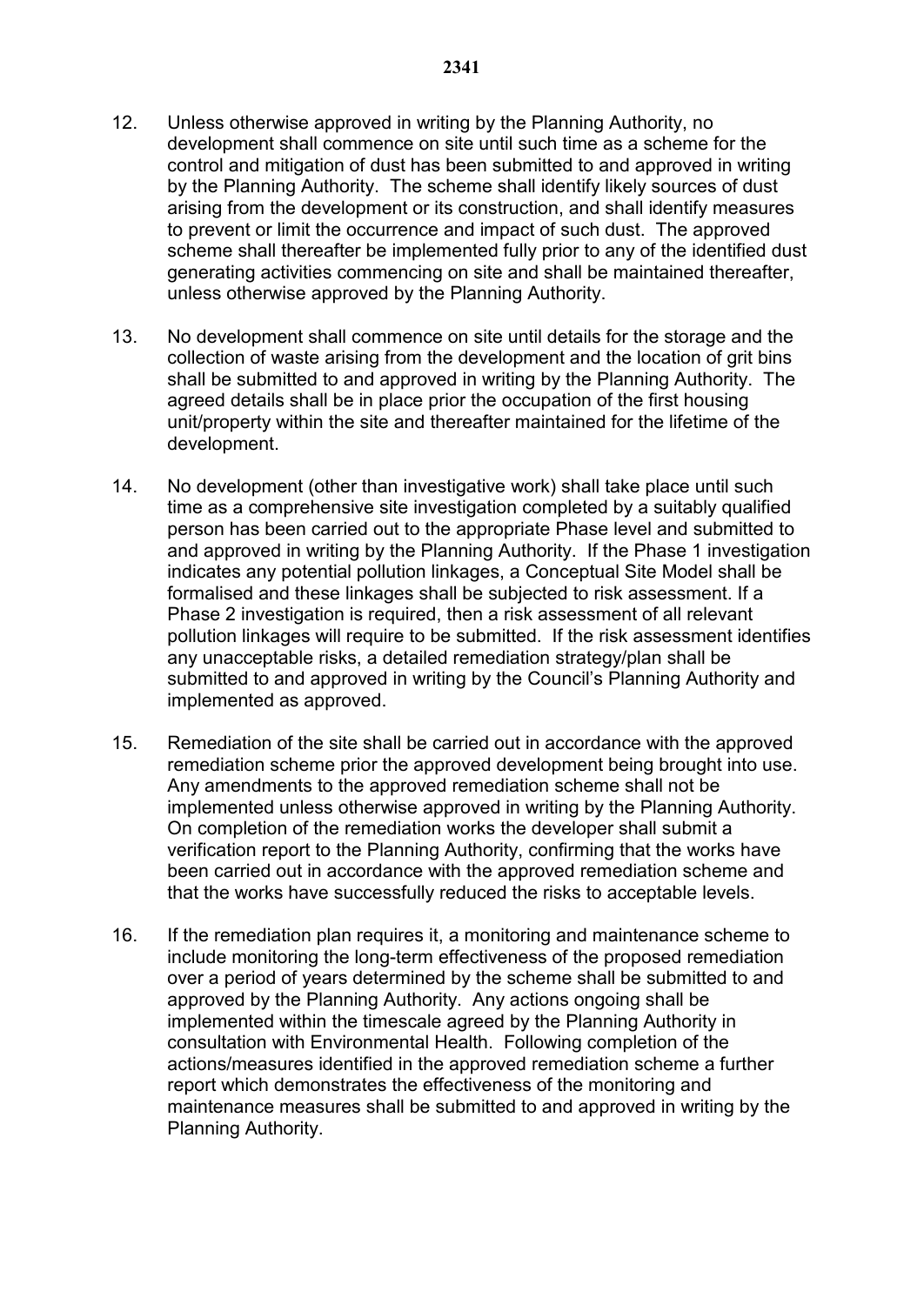12. Unless otherwise approved in writing by the Planning Authority, no development shall commence on site until such time as a scheme for the control and mitigation of dust has been submitted to and approved in writing by the Planning Authority. The scheme shall identify likely sources of dust arising from the development or its construction, and shall identify measures to prevent or limit the occurrence and impact of such dust. The approved scheme shall thereafter be implemented fully prior to any of the identified dust generating activities commencing on site and shall be maintained thereafter, unless otherwise approved by the Planning Authority.

13. No development shall commence on site until details for the storage and the collection of waste arising from the development and the location of grit bins shall be submitted to and approved in writing by the Planning Authority. The agreed details shall be in place prior the occupation of the first housing unit/property within the site and thereafter maintained for the lifetime of the development.

14. No development (other than investigative work) shall take place until such time as a comprehensive site investigation completed by a suitably qualified person has been carried out to the appropriate Phase level and submitted to and approved in writing by the Planning Authority. If the Phase 1 investigation indicates any potential pollution linkages, a Conceptual Site Model shall be formalised and these linkages shall be subjected to risk assessment. If a Phase 2 investigation is required, then a risk assessment of all relevant pollution linkages will require to be submitted. If the risk assessment identifies any unacceptable risks, a detailed remediation strategy/plan shall be submitted to and approved in writing by the Council's Planning Authority and implemented as approved.

15. Remediation of the site shall be carried out in accordance with the approved remediation scheme prior the approved development being brought into use. Any amendments to the approved remediation scheme shall not be implemented unless otherwise approved in writing by the Planning Authority. On completion of the remediation works the developer shall submit a verification report to the Planning Authority, confirming that the works have been carried out in accordance with the approved remediation scheme and that the works have successfully reduced the risks to acceptable levels.

16. If the remediation plan requires it, a monitoring and maintenance scheme to include monitoring the long-term effectiveness of the proposed remediation over a period of years determined by the scheme shall be submitted to and approved by the Planning Authority. Any actions ongoing shall be implemented within the timescale agreed by the Planning Authority in consultation with Environmental Health. Following completion of the actions/measures identified in the approved remediation scheme a further report which demonstrates the effectiveness of the monitoring and maintenance measures shall be submitted to and approved in writing by the Planning Authority.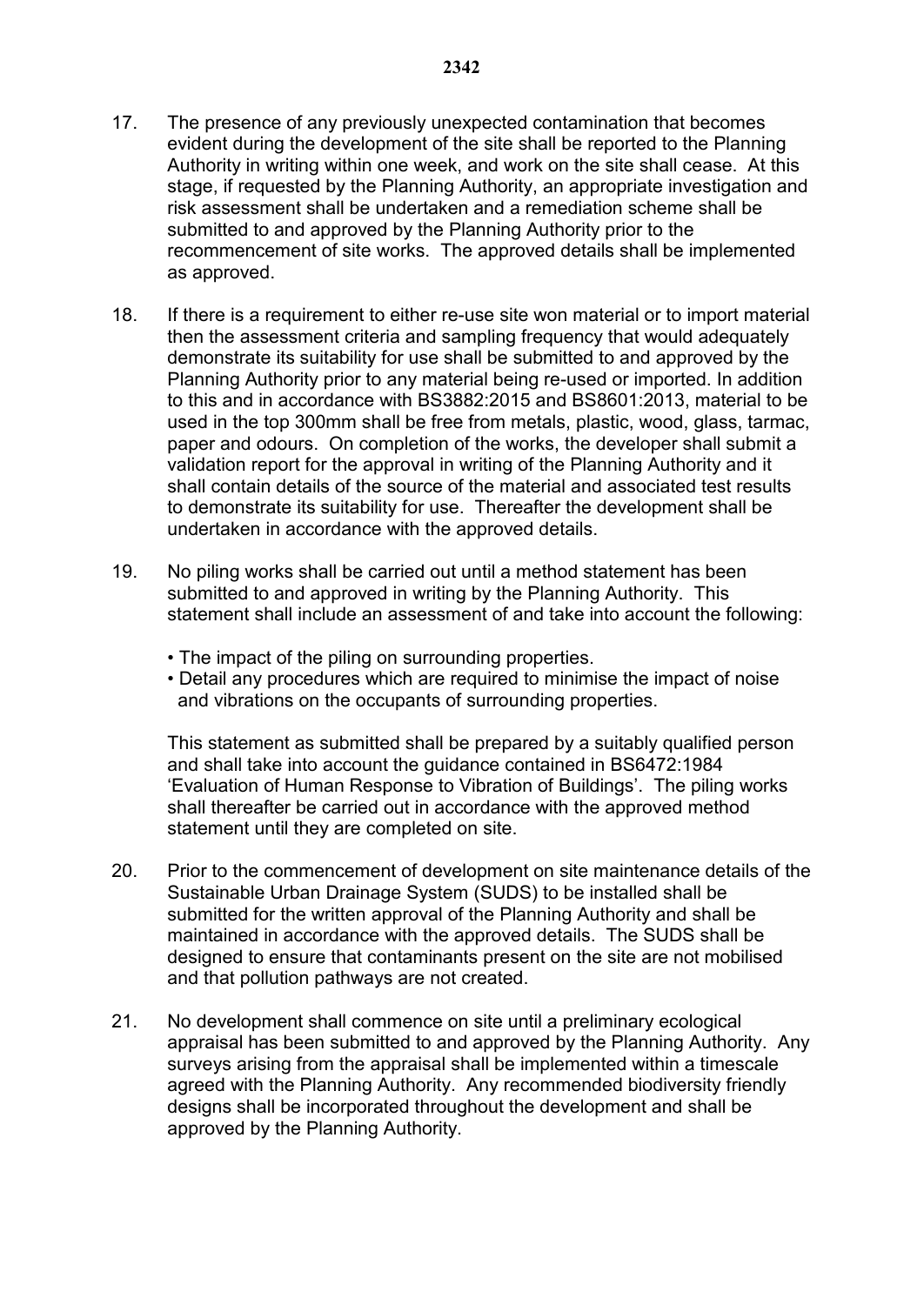17. The presence of any previously unexpected contamination that becomes evident during the development of the site shall be reported to the Planning Authority in writing within one week, and work on the site shall cease. At this stage, if requested by the Planning Authority, an appropriate investigation and risk assessment shall be undertaken and a remediation scheme shall be submitted to and approved by the Planning Authority prior to the recommencement of site works. The approved details shall be implemented as approved.

18. If there is a requirement to either re-use site won material or to import material then the assessment criteria and sampling frequency that would adequately demonstrate its suitability for use shall be submitted to and approved by the Planning Authority prior to any material being re-used or imported. In addition to this and in accordance with BS3882:2015 and BS8601:2013, material to be used in the top 300mm shall be free from metals, plastic, wood, glass, tarmac, paper and odours. On completion of the works, the developer shall submit a validation report for the approval in writing of the Planning Authority and it shall contain details of the source of the material and associated test results to demonstrate its suitability for use. Thereafter the development shall be undertaken in accordance with the approved details.

19. No piling works shall be carried out until a method statement has been submitted to and approved in writing by the Planning Authority. This statement shall include an assessment of and take into account the following:

    - The impact of the piling on surrounding properties.
    - Detail any procedures which are required to minimise the impact of noise and vibrations on the occupants of surrounding properties.

    This statement as submitted shall be prepared by a suitably qualified person and shall take into account the guidance contained in BS6472:1984 'Evaluation of Human Response to Vibration of Buildings'. The piling works shall thereafter be carried out in accordance with the approved method statement until they are completed on site.

20. Prior to the commencement of development on site maintenance details of the Sustainable Urban Drainage System (SUDS) to be installed shall be submitted for the written approval of the Planning Authority and shall be maintained in accordance with the approved details. The SUDS shall be designed to ensure that contaminants present on the site are not mobilised and that pollution pathways are not created.

21. No development shall commence on site until a preliminary ecological appraisal has been submitted to and approved by the Planning Authority. Any surveys arising from the appraisal shall be implemented within a timescale agreed with the Planning Authority. Any recommended biodiversity friendly designs shall be incorporated throughout the development and shall be approved by the Planning Authority.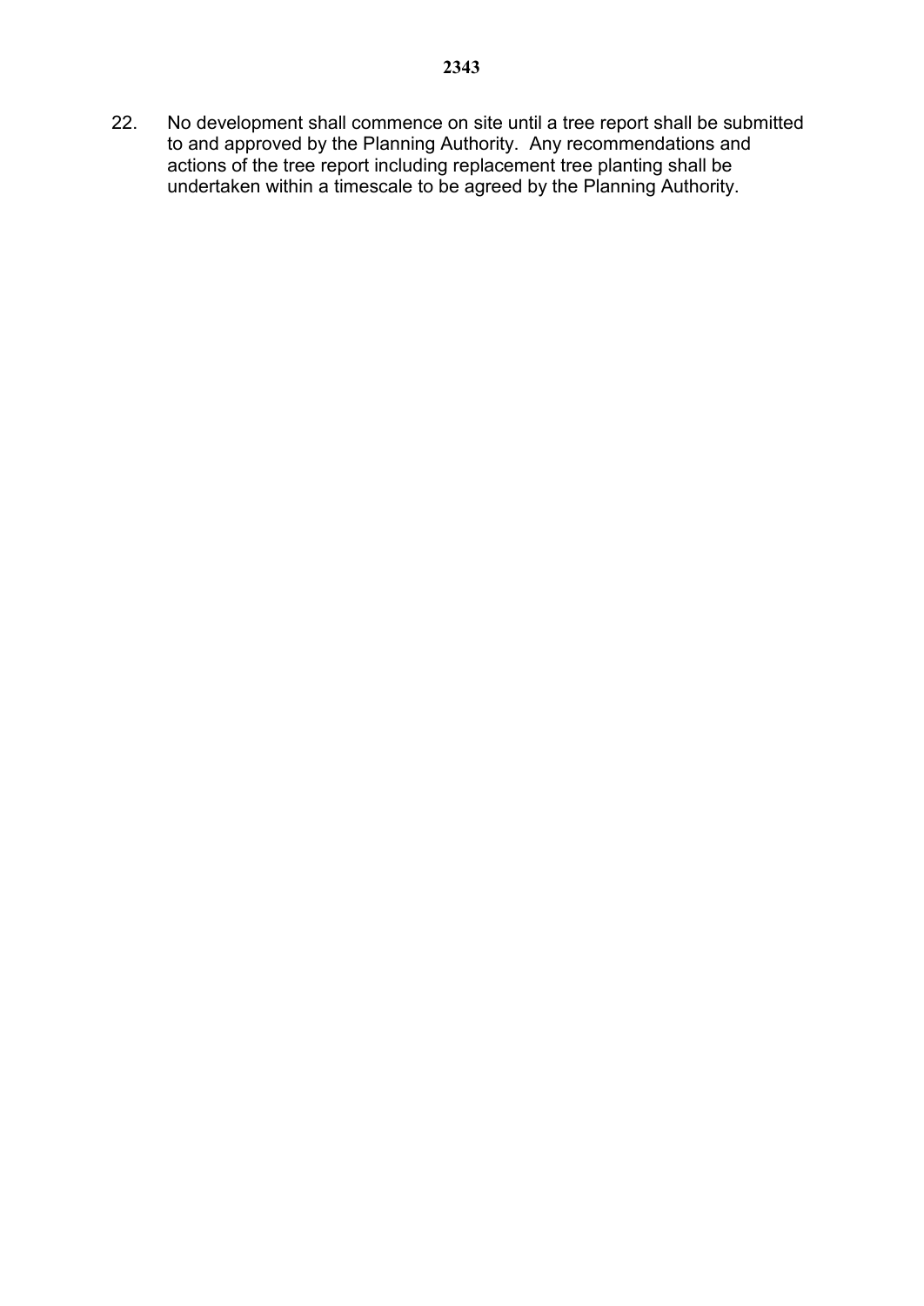22. No development shall commence on site until a tree report shall be submitted to and approved by the Planning Authority. Any recommendations and actions of the tree report including replacement tree planting shall be undertaken within a timescale to be agreed by the Planning Authority.